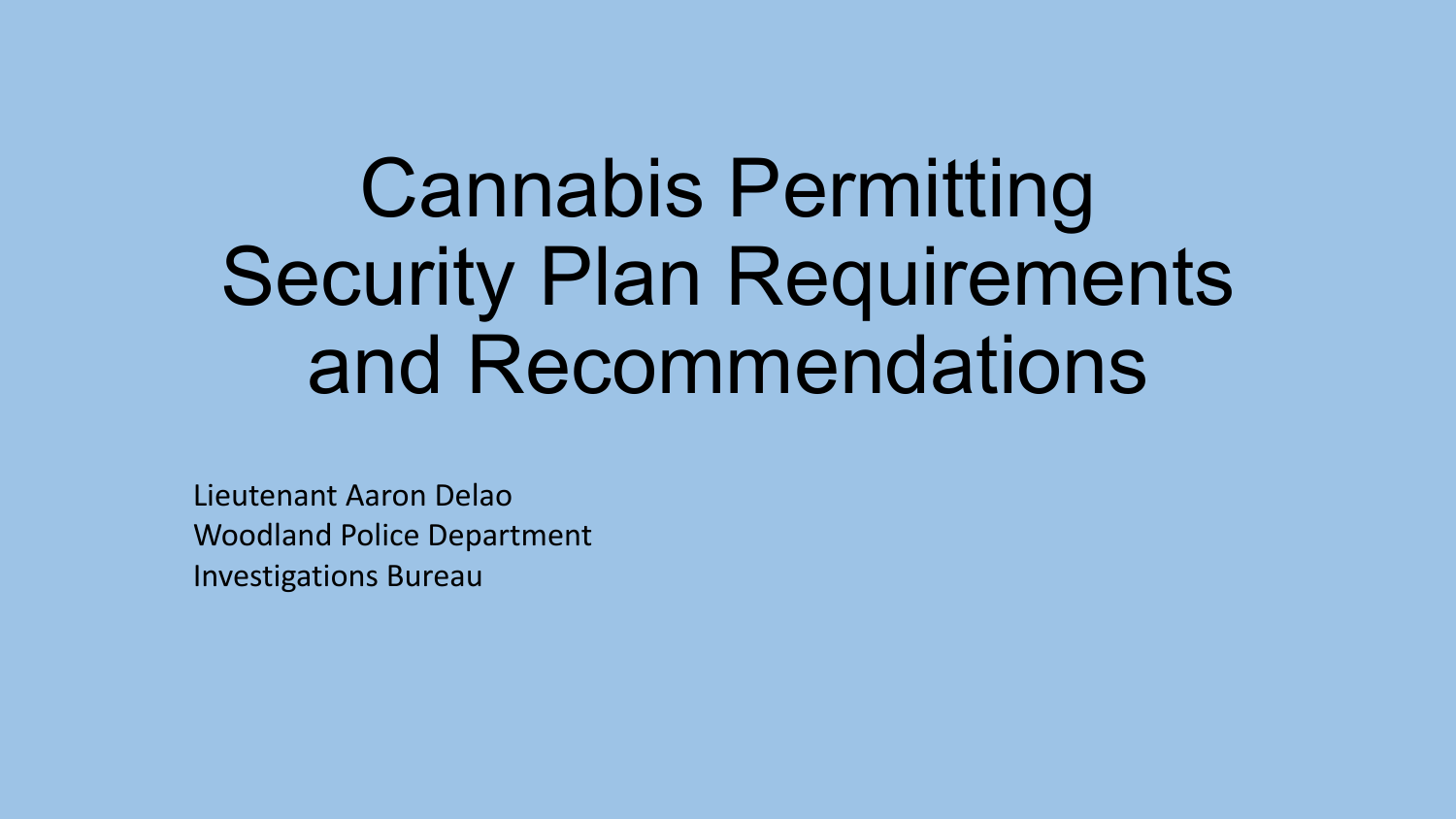# Cannabis Permitting Security Plan Requirements and Recommendations

Lieutenant Aaron Delao
Woodland Police Department
Investigations Bureau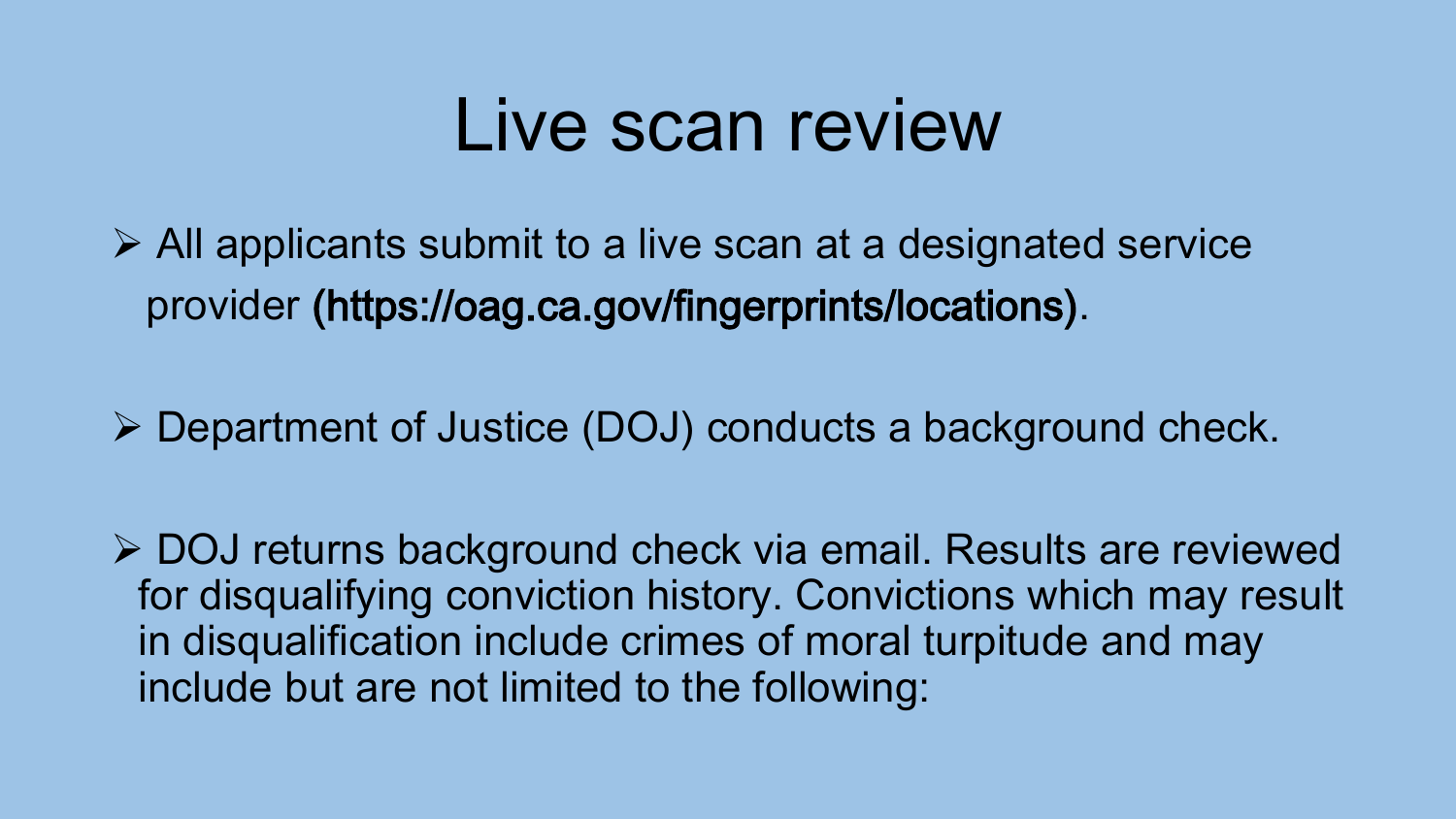# Live scan review

- All applicants submit to a live scan at a designated service provider **(https://oag.ca.gov/fingerprints/locations)**.
- Department of Justice (DOJ) conducts a background check.
- DOJ returns background check via email. Results are reviewed for disqualifying conviction history. Convictions which may result in disqualification include crimes of moral turpitude and may include but are not limited to the following: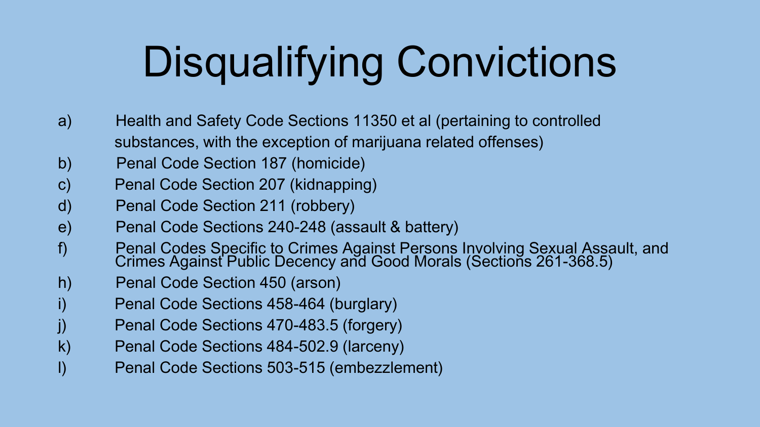# Disqualifying Convictions

a) Health and Safety Code Sections 11350 et al (pertaining to controlled substances, with the exception of marijuana related offenses)

b) Penal Code Section 187 (homicide)

c) Penal Code Section 207 (kidnapping)

d) Penal Code Section 211 (robbery)

e) Penal Code Sections 240-248 (assault & battery)

f) Penal Codes Specific to Crimes Against Persons Involving Sexual Assault, and Crimes Against Public Decency and Good Morals (Sections 261-368.5)

h) Penal Code Section 450 (arson)

i) Penal Code Sections 458-464 (burglary)

j) Penal Code Sections 470-483.5 (forgery)

k) Penal Code Sections 484-502.9 (larceny)

l) Penal Code Sections 503-515 (embezzlement)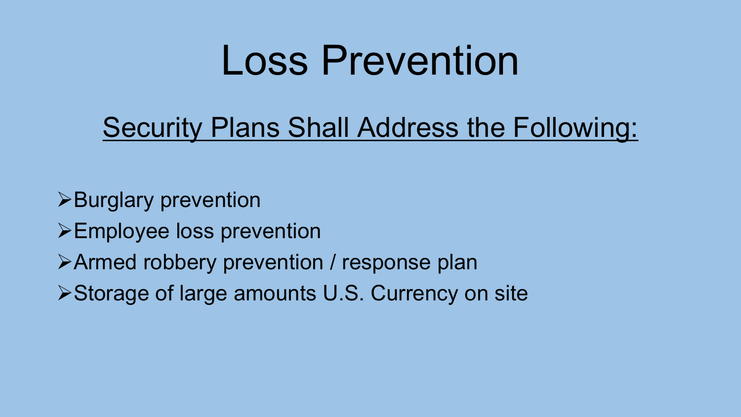# Loss Prevention

<u>Security Plans Shall Address the Following:</u>

- Burglary prevention
- Employee loss prevention
- Armed robbery prevention / response plan
- Storage of large amounts U.S. Currency on site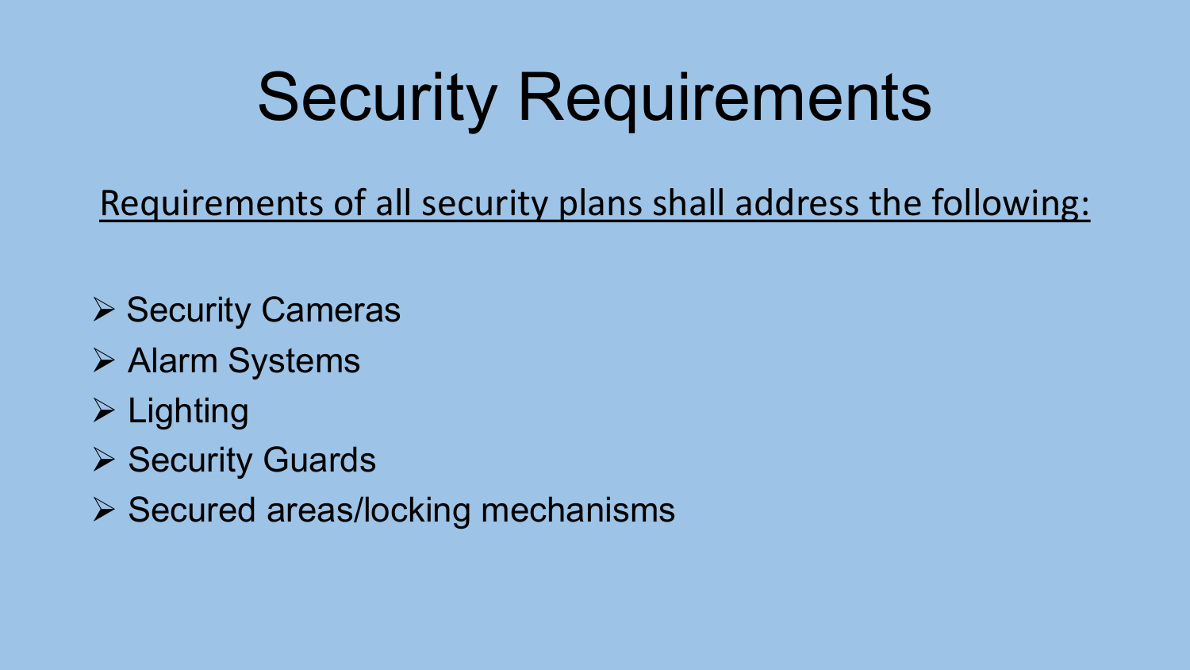# Security Requirements

Requirements of all security plans shall address the following:

- Security Cameras
- Alarm Systems
- Lighting
- Security Guards
- Secured areas/locking mechanisms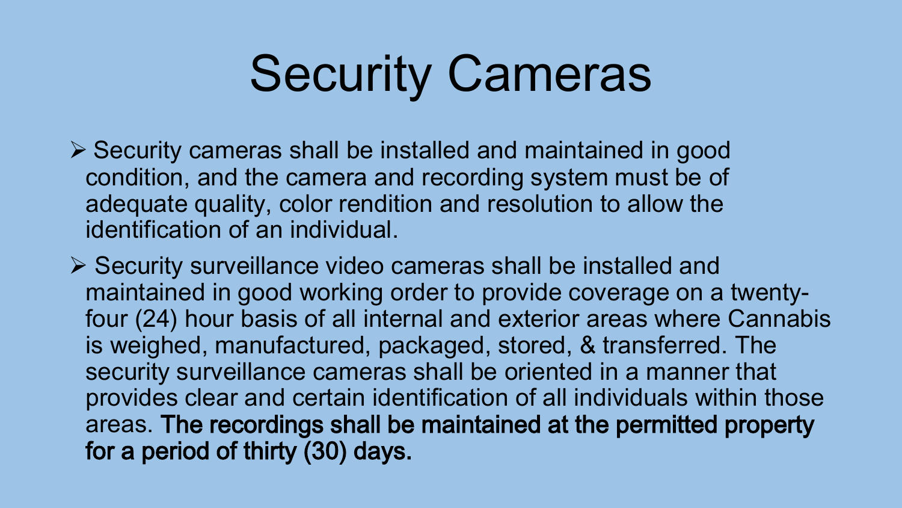# Security Cameras

- Security cameras shall be installed and maintained in good condition, and the camera and recording system must be of adequate quality, color rendition and resolution to allow the identification of an individual.
- Security surveillance video cameras shall be installed and maintained in good working order to provide coverage on a twenty-four (24) hour basis of all internal and exterior areas where Cannabis is weighed, manufactured, packaged, stored, & transferred. The security surveillance cameras shall be oriented in a manner that provides clear and certain identification of all individuals within those areas. **The recordings shall be maintained at the permitted property for a period of thirty (30) days.**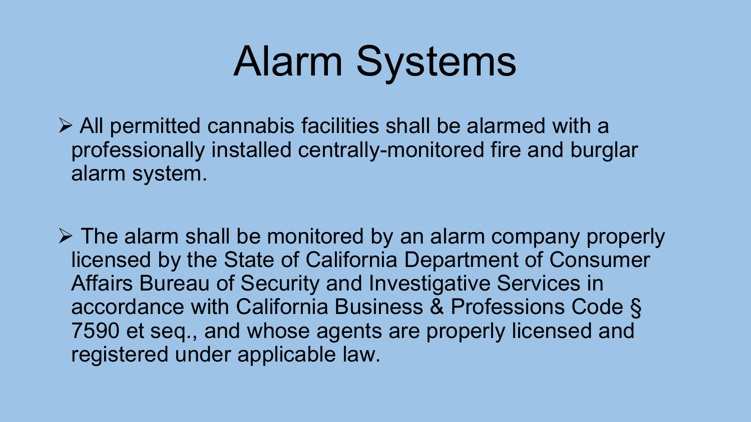# Alarm Systems

- All permitted cannabis facilities shall be alarmed with a professionally installed centrally-monitored fire and burglar alarm system.

- The alarm shall be monitored by an alarm company properly licensed by the State of California Department of Consumer Affairs Bureau of Security and Investigative Services in accordance with California Business & Professions Code § 7590 et seq., and whose agents are properly licensed and registered under applicable law.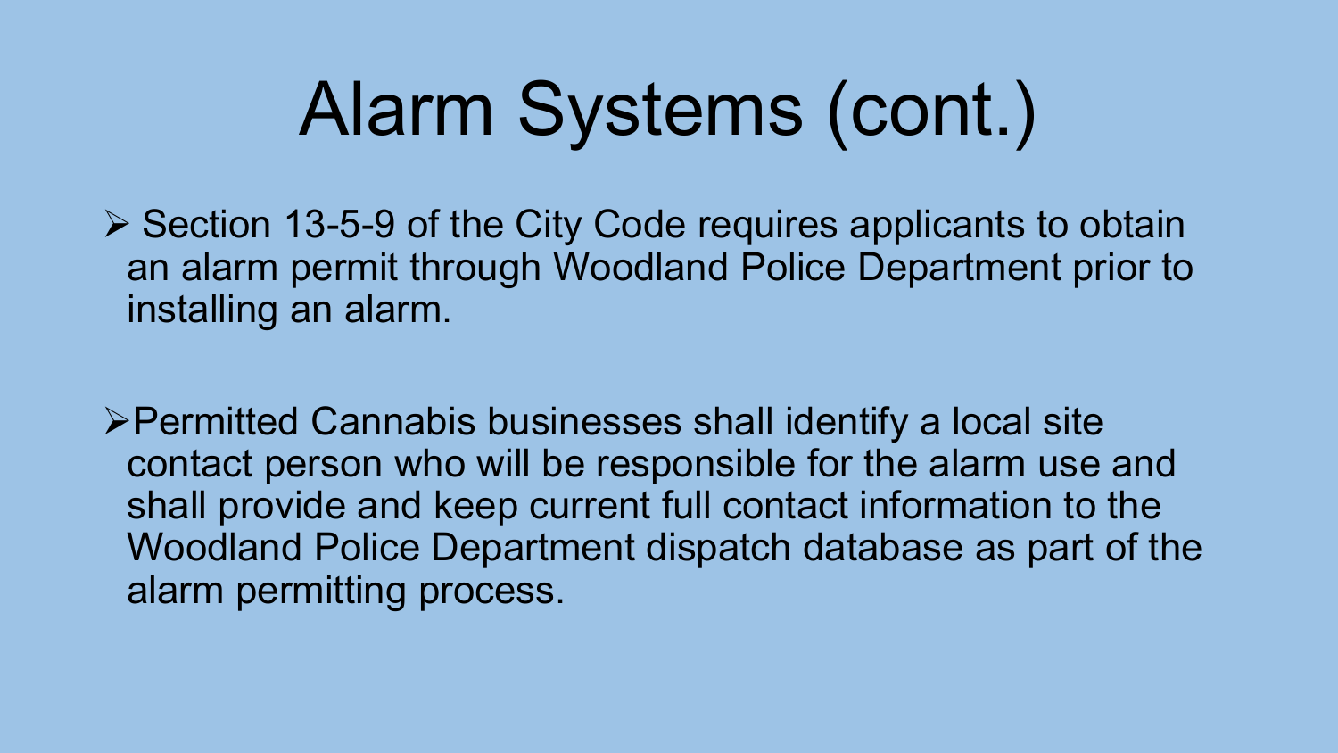# Alarm Systems (cont.)

- Section 13-5-9 of the City Code requires applicants to obtain an alarm permit through Woodland Police Department prior to installing an alarm.

- Permitted Cannabis businesses shall identify a local site contact person who will be responsible for the alarm use and shall provide and keep current full contact information to the Woodland Police Department dispatch database as part of the alarm permitting process.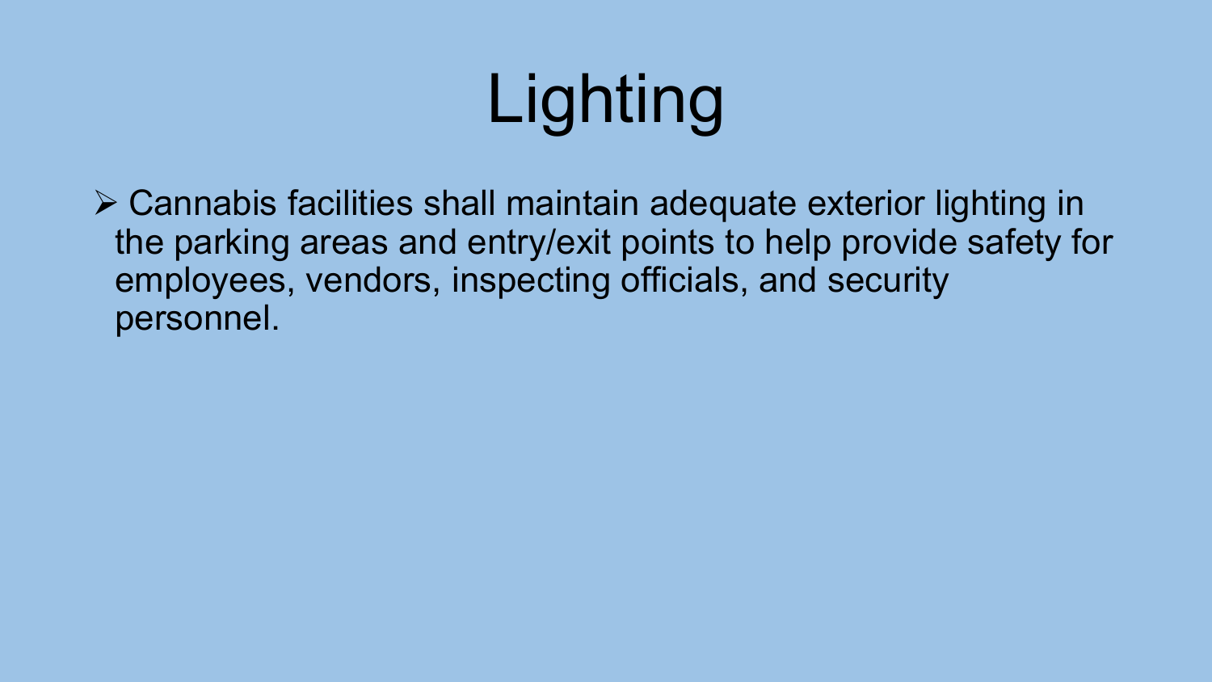# Lighting

- Cannabis facilities shall maintain adequate exterior lighting in the parking areas and entry/exit points to help provide safety for employees, vendors, inspecting officials, and security personnel.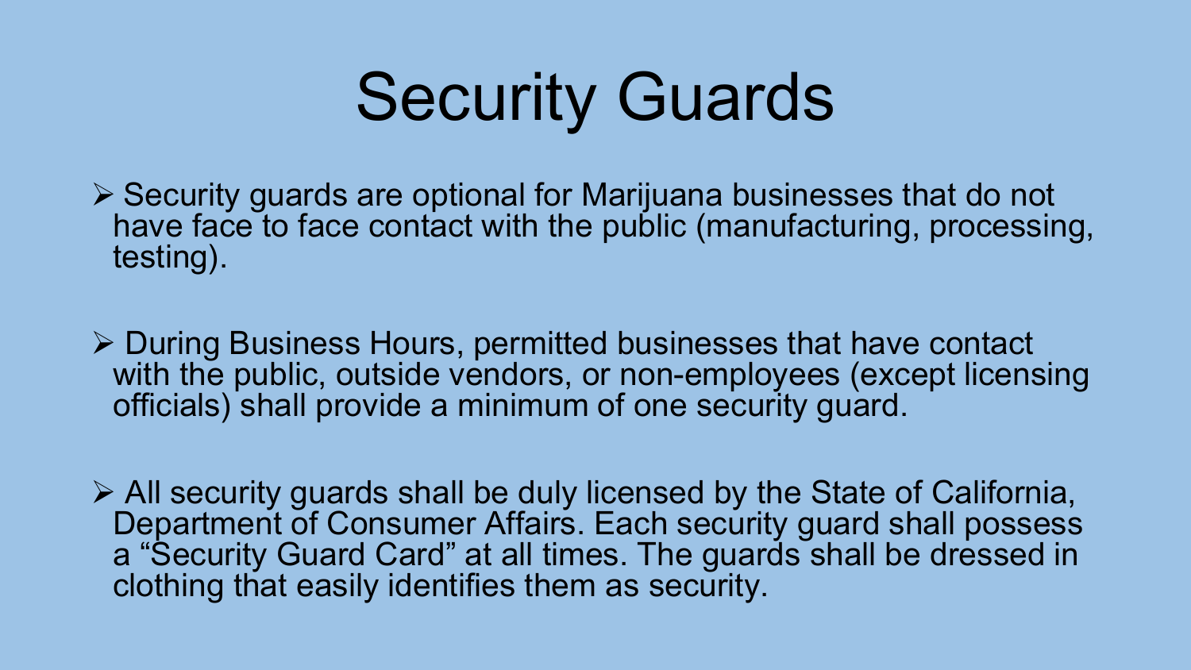# Security Guards

- Security guards are optional for Marijuana businesses that do not have face to face contact with the public (manufacturing, processing, testing).
- During Business Hours, permitted businesses that have contact with the public, outside vendors, or non-employees (except licensing officials) shall provide a minimum of one security guard.
- All security guards shall be duly licensed by the State of California, Department of Consumer Affairs. Each security guard shall possess a "Security Guard Card" at all times. The guards shall be dressed in clothing that easily identifies them as security.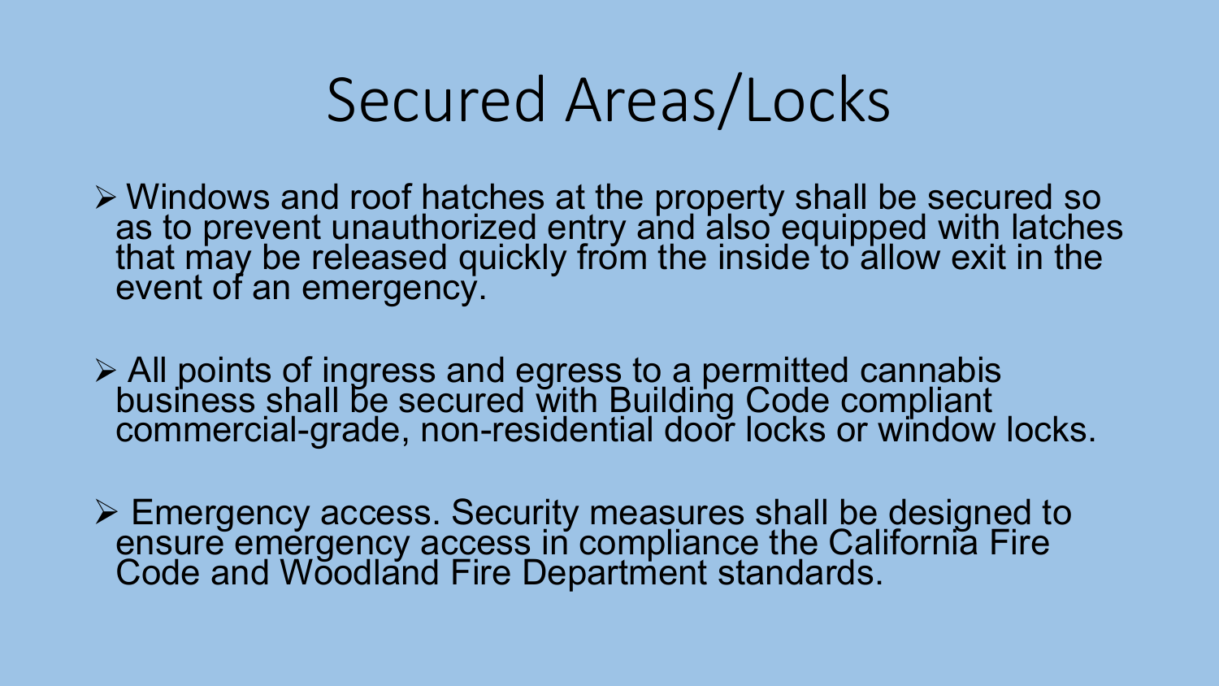# Secured Areas/Locks

- Windows and roof hatches at the property shall be secured so as to prevent unauthorized entry and also equipped with latches that may be released quickly from the inside to allow exit in the event of an emergency.

- All points of ingress and egress to a permitted cannabis business shall be secured with Building Code compliant commercial-grade, non-residential door locks or window locks.

- Emergency access. Security measures shall be designed to ensure emergency access in compliance the California Fire Code and Woodland Fire Department standards.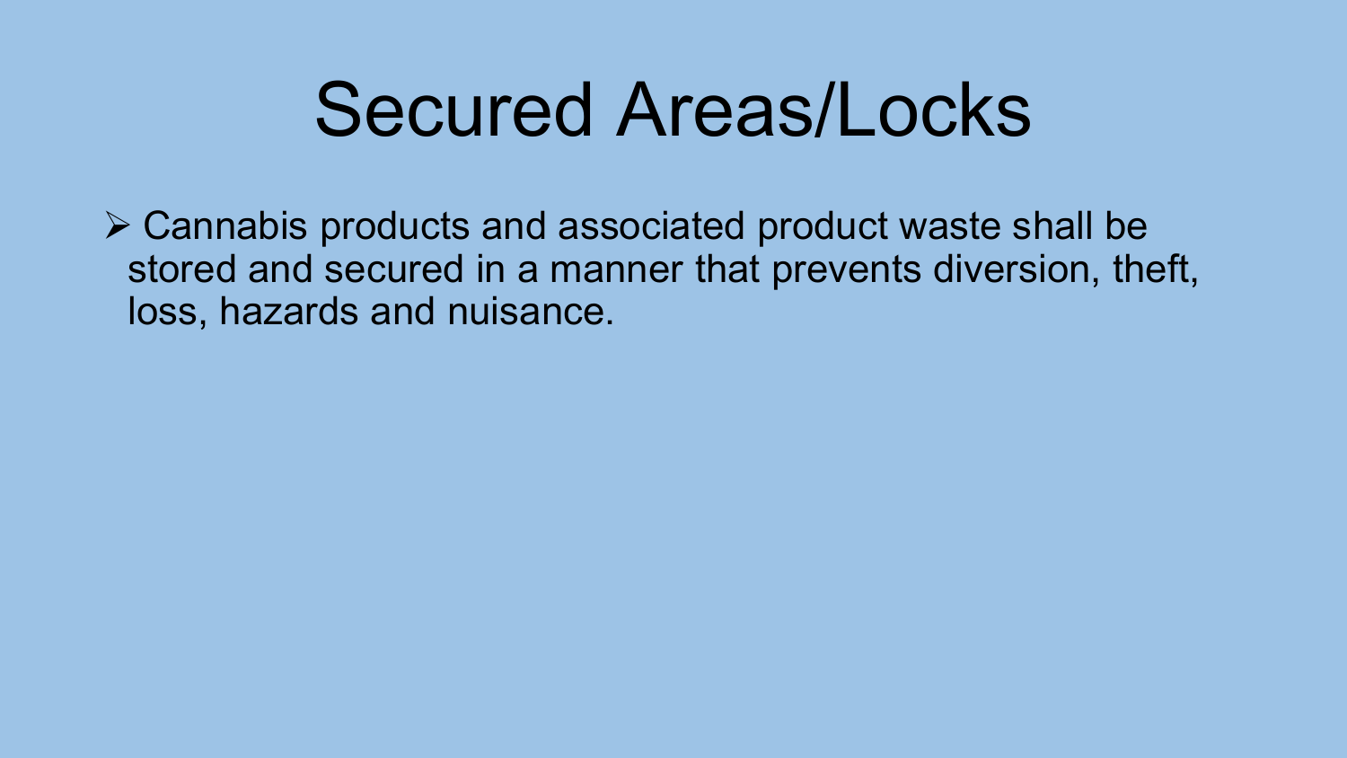# Secured Areas/Locks

- Cannabis products and associated product waste shall be stored and secured in a manner that prevents diversion, theft, loss, hazards and nuisance.